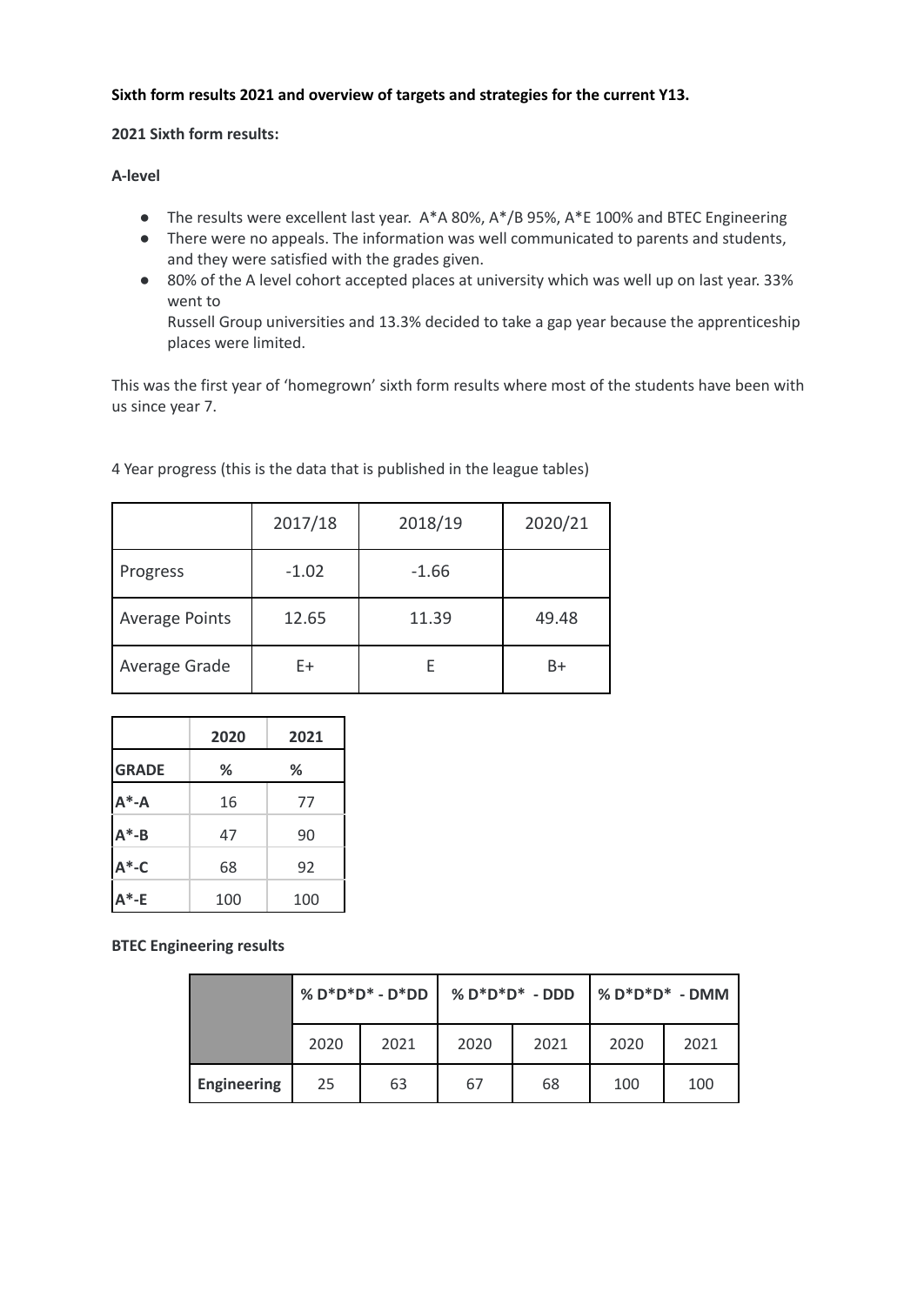**Sixth form results 2021 and overview of targets and strategies for the current Y13.**

**2021 Sixth form results:**

**A-level**

- The results were excellent last year. A*A 80%, A*/B 95%, A*E 100% and BTEC Engineering
- There were no appeals. The information was well communicated to parents and students, and they were satisfied with the grades given.
- 80% of the A level cohort accepted places at university which was well up on last year. 33% went to
  Russell Group universities and 13.3% decided to take a gap year because the apprenticeship places were limited.

This was the first year of 'homegrown' sixth form results where most of the students have been with us since year 7.

4 Year progress (this is the data that is published in the league tables)

| | 2017/18 | 2018/19 | 2020/21 |
|---|---|---|---|
| Progress | -1.02 | -1.66 | |
| Average Points | 12.65 | 11.39 | 49.48 |
| Average Grade | E+ | E | B+ |

| | **2020** | **2021** |
|---|---|---|
| **GRADE** | **%** | **%** |
| **A*-A** | 16 | 77 |
| **A*-B** | 47 | 90 |
| **A*-C** | 68 | 92 |
| **A*-E** | 100 | 100 |

**BTEC Engineering results**

| | **% D*D*D* - D*DD** | | **% D*D*D* - DDD** | | **% D*D*D* - DMM** | |
|---|---|---|---|---|---|---|
| | 2020 | 2021 | 2020 | 2021 | 2020 | 2021 |
| **Engineering** | 25 | 63 | 67 | 68 | 100 | 100 |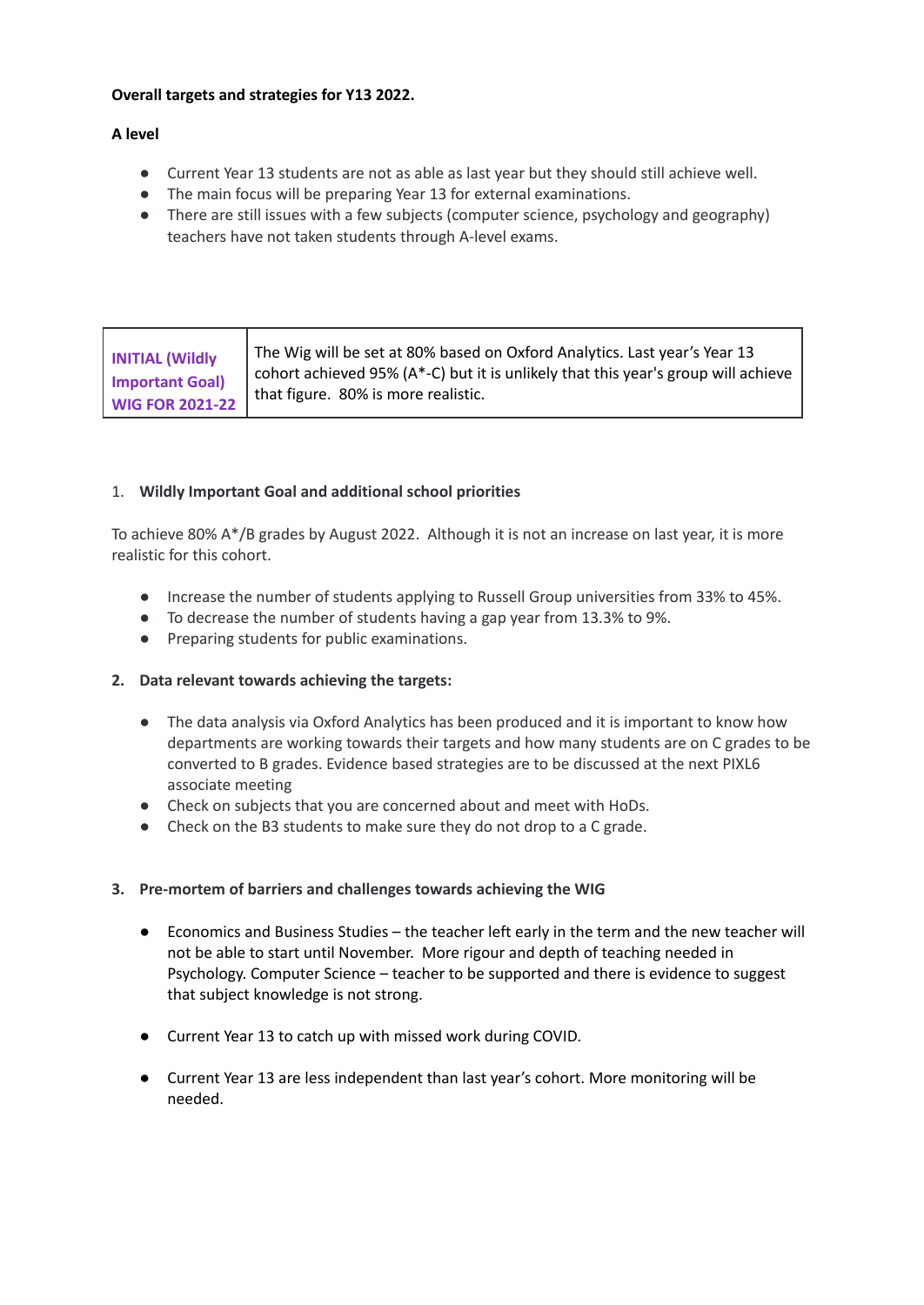**Overall targets and strategies for Y13 2022.**

**A level**

- Current Year 13 students are not as able as last year but they should still achieve well.
- The main focus will be preparing Year 13 for external examinations.
- There are still issues with a few subjects (computer science, psychology and geography) teachers have not taken students through A-level exams.

| **INITIAL (Wildly Important Goal) WIG FOR 2021-22** | The Wig will be set at 80% based on Oxford Analytics. Last year's Year 13 cohort achieved 95% (A*-C) but it is unlikely that this year's group will achieve that figure. 80% is more realistic. |
|---|---|

1. **Wildly Important Goal and additional school priorities**

To achieve 80% A*/B grades by August 2022. Although it is not an increase on last year, it is more realistic for this cohort.

- Increase the number of students applying to Russell Group universities from 33% to 45%.
- To decrease the number of students having a gap year from 13.3% to 9%.
- Preparing students for public examinations.

2. **Data relevant towards achieving the targets:**

- The data analysis via Oxford Analytics has been produced and it is important to know how departments are working towards their targets and how many students are on C grades to be converted to B grades. Evidence based strategies are to be discussed at the next PIXL6 associate meeting
- Check on subjects that you are concerned about and meet with HoDs.
- Check on the B3 students to make sure they do not drop to a C grade.

3. **Pre-mortem of barriers and challenges towards achieving the WIG**

- Economics and Business Studies – the teacher left early in the term and the new teacher will not be able to start until November. More rigour and depth of teaching needed in Psychology. Computer Science – teacher to be supported and there is evidence to suggest that subject knowledge is not strong.

- Current Year 13 to catch up with missed work during COVID.

- Current Year 13 are less independent than last year's cohort. More monitoring will be needed.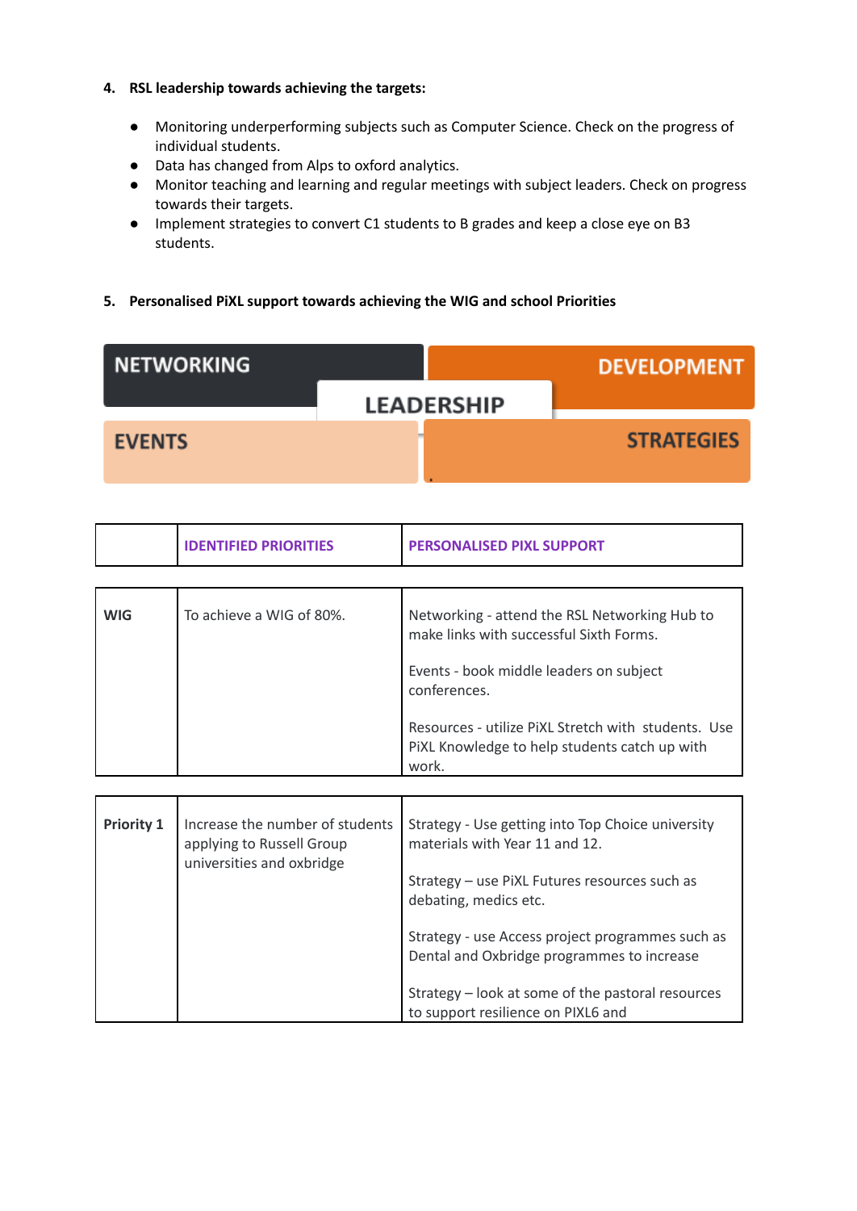4. **RSL leadership towards achieving the targets:**

- Monitoring underperforming subjects such as Computer Science. Check on the progress of individual students.
- Data has changed from Alps to oxford analytics.
- Monitor teaching and learning and regular meetings with subject leaders. Check on progress towards their targets.
- Implement strategies to convert C1 students to B grades and keep a close eye on B3 students.

5. **Personalised PiXL support towards achieving the WIG and school Priorities**

NETWORKING | DEVELOPMENT | LEADERSHIP | EVENTS | STRATEGIES

| | IDENTIFIED PRIORITIES | PERSONALISED PIXL SUPPORT |
|---|---|---|
| **WIG** | To achieve a WIG of 80%. | Networking - attend the RSL Networking Hub to make links with successful Sixth Forms.<br><br>Events - book middle leaders on subject conferences.<br><br>Resources - utilize PiXL Stretch with students. Use PiXL Knowledge to help students catch up with work. |
| **Priority 1** | Increase the number of students applying to Russell Group universities and oxbridge | Strategy - Use getting into Top Choice university materials with Year 11 and 12.<br><br>Strategy – use PiXL Futures resources such as debating, medics etc.<br><br>Strategy - use Access project programmes such as Dental and Oxbridge programmes to increase<br><br>Strategy – look at some of the pastoral resources to support resilience on PIXL6 and |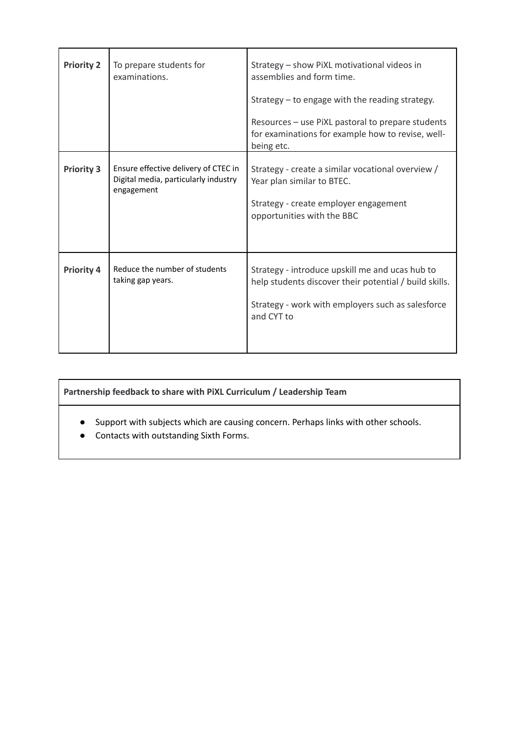| | | |
|---|---|---|
| **Priority 2** | To prepare students for examinations. | Strategy – show PiXL motivational videos in assemblies and form time.<br><br>Strategy – to engage with the reading strategy.<br><br>Resources – use PiXL pastoral to prepare students for examinations for example how to revise, well-being etc. |
| **Priority 3** | Ensure effective delivery of CTEC in Digital media, particularly industry engagement | Strategy - create a similar vocational overview / Year plan similar to BTEC.<br><br>Strategy - create employer engagement opportunities with the BBC |
| **Priority 4** | Reduce the number of students taking gap years. | Strategy - introduce upskill me and ucas hub to help students discover their potential / build skills.<br><br>Strategy - work with employers such as salesforce and CYT to |

| **Partnership feedback to share with PiXL Curriculum / Leadership Team** |
|---|
| • Support with subjects which are causing concern. Perhaps links with other schools.<br>• Contacts with outstanding Sixth Forms. |